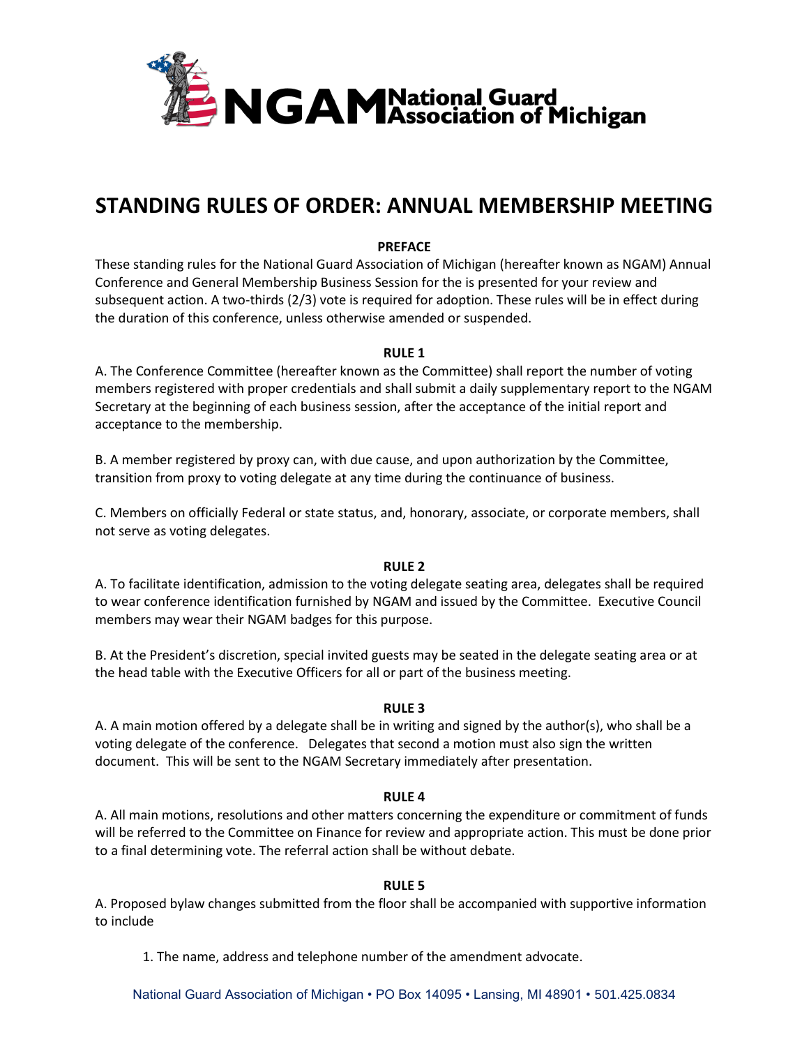# NGAM National Guard Association of Michigan

# STANDING RULES OF ORDER: ANNUAL MEMBERSHIP MEETING

## PREFACE

These standing rules for the National Guard Association of Michigan (hereafter known as NGAM) Annual Conference and General Membership Business Session for the is presented for your review and subsequent action. A two-thirds (2/3) vote is required for adoption. These rules will be in effect during the duration of this conference, unless otherwise amended or suspended.

## RULE 1

A. The Conference Committee (hereafter known as the Committee) shall report the number of voting members registered with proper credentials and shall submit a daily supplementary report to the NGAM Secretary at the beginning of each business session, after the acceptance of the initial report and acceptance to the membership.

B. A member registered by proxy can, with due cause, and upon authorization by the Committee, transition from proxy to voting delegate at any time during the continuance of business.

C. Members on officially Federal or state status, and, honorary, associate, or corporate members, shall not serve as voting delegates.

## RULE 2

A. To facilitate identification, admission to the voting delegate seating area, delegates shall be required to wear conference identification furnished by NGAM and issued by the Committee. Executive Council members may wear their NGAM badges for this purpose.

B. At the President's discretion, special invited guests may be seated in the delegate seating area or at the head table with the Executive Officers for all or part of the business meeting.

## RULE 3

A. A main motion offered by a delegate shall be in writing and signed by the author(s), who shall be a voting delegate of the conference. Delegates that second a motion must also sign the written document. This will be sent to the NGAM Secretary immediately after presentation.

## RULE 4

A. All main motions, resolutions and other matters concerning the expenditure or commitment of funds will be referred to the Committee on Finance for review and appropriate action. This must be done prior to a final determining vote. The referral action shall be without debate.

## RULE 5

A. Proposed bylaw changes submitted from the floor shall be accompanied with supportive information to include

1. The name, address and telephone number of the amendment advocate.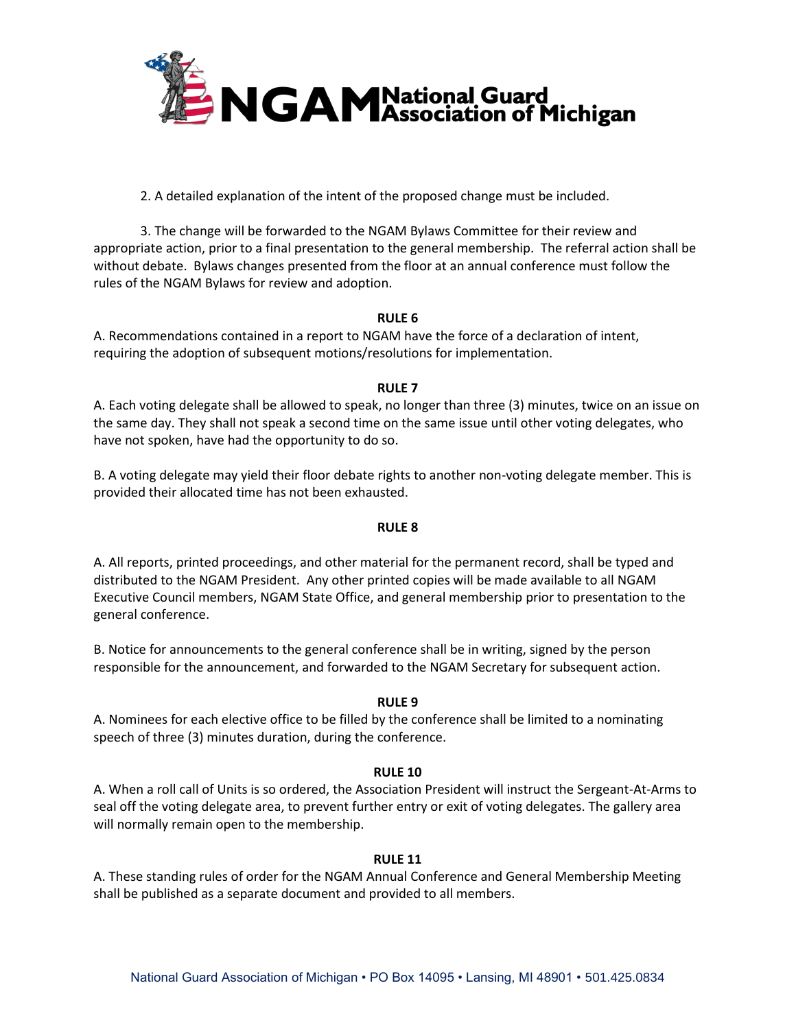2. A detailed explanation of the intent of the proposed change must be included.

3. The change will be forwarded to the NGAM Bylaws Committee for their review and appropriate action, prior to a final presentation to the general membership. The referral action shall be without debate. Bylaws changes presented from the floor at an annual conference must follow the rules of the NGAM Bylaws for review and adoption.

**RULE 6**

A. Recommendations contained in a report to NGAM have the force of a declaration of intent, requiring the adoption of subsequent motions/resolutions for implementation.

**RULE 7**

A. Each voting delegate shall be allowed to speak, no longer than three (3) minutes, twice on an issue on the same day. They shall not speak a second time on the same issue until other voting delegates, who have not spoken, have had the opportunity to do so.

B. A voting delegate may yield their floor debate rights to another non-voting delegate member. This is provided their allocated time has not been exhausted.

**RULE 8**

A. All reports, printed proceedings, and other material for the permanent record, shall be typed and distributed to the NGAM President. Any other printed copies will be made available to all NGAM Executive Council members, NGAM State Office, and general membership prior to presentation to the general conference.

B. Notice for announcements to the general conference shall be in writing, signed by the person responsible for the announcement, and forwarded to the NGAM Secretary for subsequent action.

**RULE 9**

A. Nominees for each elective office to be filled by the conference shall be limited to a nominating speech of three (3) minutes duration, during the conference.

**RULE 10**

A. When a roll call of Units is so ordered, the Association President will instruct the Sergeant-At-Arms to seal off the voting delegate area, to prevent further entry or exit of voting delegates. The gallery area will normally remain open to the membership.

**RULE 11**

A. These standing rules of order for the NGAM Annual Conference and General Membership Meeting shall be published as a separate document and provided to all members.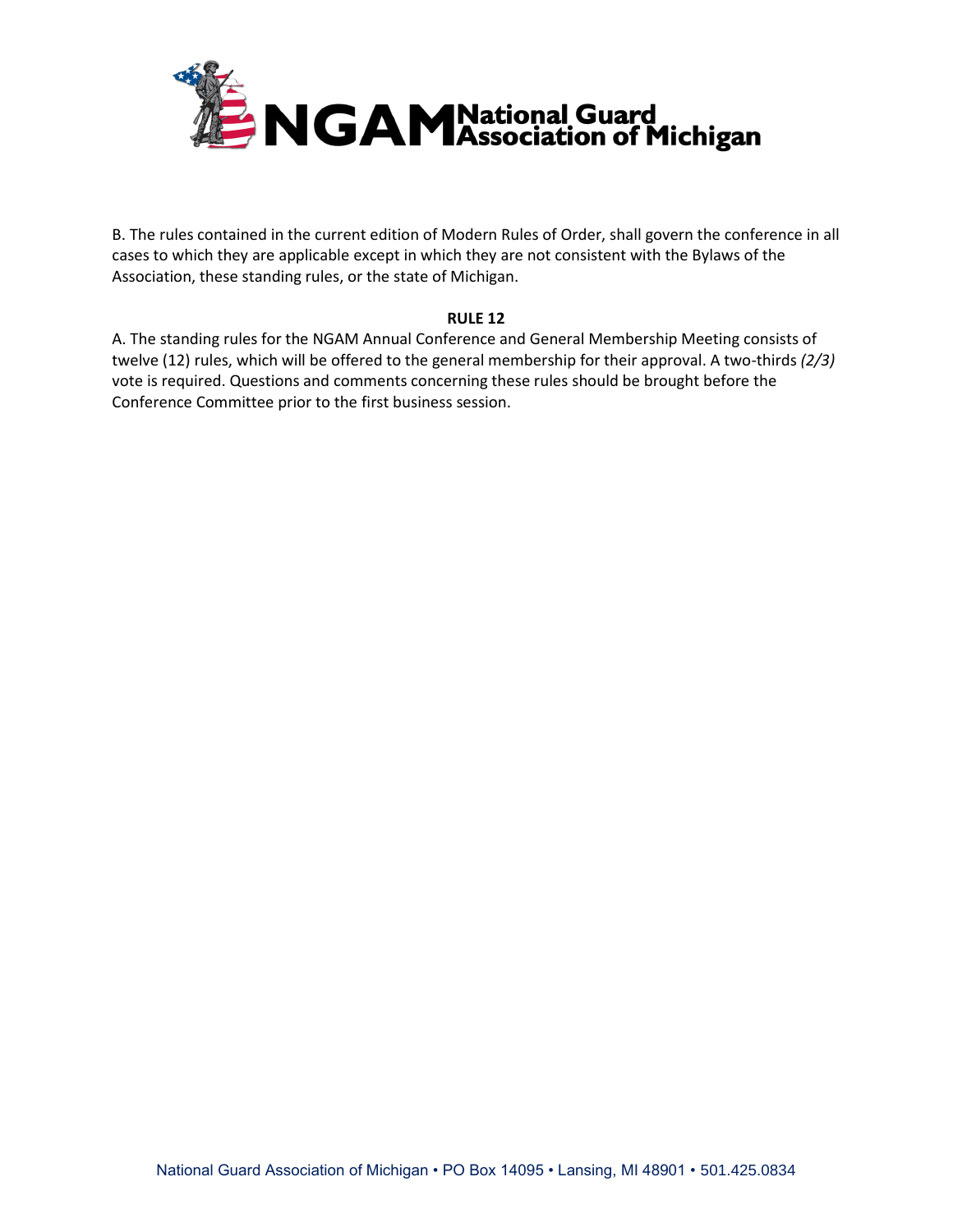B. The rules contained in the current edition of Modern Rules of Order, shall govern the conference in all cases to which they are applicable except in which they are not consistent with the Bylaws of the Association, these standing rules, or the state of Michigan.

**RULE 12**

A. The standing rules for the NGAM Annual Conference and General Membership Meeting consists of twelve (12) rules, which will be offered to the general membership for their approval. A two-thirds *(2/3)* vote is required. Questions and comments concerning these rules should be brought before the Conference Committee prior to the first business session.